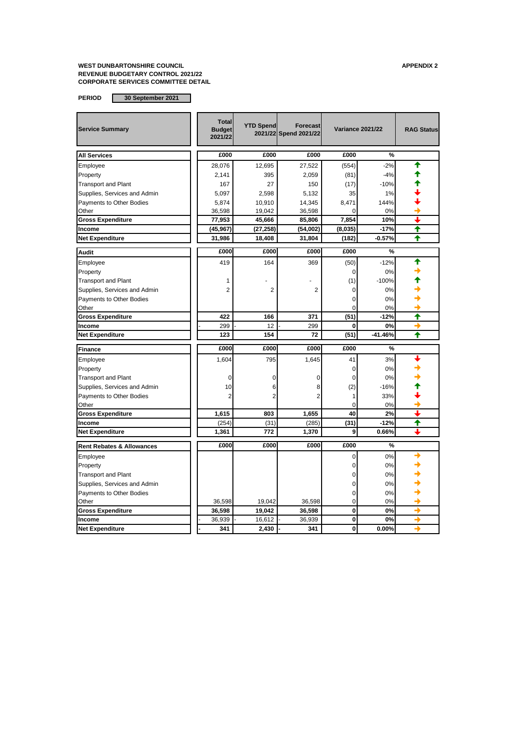**WEST DUNBARTONSHIRE COUNCIL**
**REVENUE BUDGETARY CONTROL 2021/22**
**CORPORATE SERVICES COMMITTEE DETAIL**

**APPENDIX 2**

**PERIOD** 30 September 2021

| Service Summary | Total Budget 2021/22 | YTD Spend 2021/22 | Forecast Spend 2021/22 | Variance 2021/22 | | RAG Status |
|---|---|---|---|---|---|---|
| **All Services** | **£000** | **£000** | **£000** | **£000** | **%** | |
| Employee | 28,076 | 12,695 | 27,522 | (554) | -2% | ↑ |
| Property | 2,141 | 395 | 2,059 | (81) | -4% | ↑ |
| Transport and Plant | 167 | 27 | 150 | (17) | -10% | ↑ |
| Supplies, Services and Admin | 5,097 | 2,598 | 5,132 | 35 | 1% | ↓ |
| Payments to Other Bodies | 5,874 | 10,910 | 14,345 | 8,471 | 144% | ↓ |
| Other | 36,598 | 19,042 | 36,598 | 0 | 0% | → |
| **Gross Expenditure** | **77,953** | **45,666** | **85,806** | **7,854** | **10%** | ↓ |
| **Income** | **(45,967)** | **(27,258)** | **(54,002)** | **(8,035)** | **-17%** | ↑ |
| **Net Expenditure** | **31,986** | **18,408** | **31,804** | **(182)** | **-0.57%** | ↑ |
| **Audit** | **£000** | **£000** | **£000** | **£000** | **%** | |
| Employee | 419 | 164 | 369 | (50) | -12% | ↑ |
| Property | | | | 0 | 0% | → |
| Transport and Plant | 1 | - | - | (1) | -100% | ↑ |
| Supplies, Services and Admin | 2 | 2 | 2 | 0 | 0% | → |
| Payments to Other Bodies | | | | 0 | 0% | → |
| Other | | | | 0 | 0% | → |
| **Gross Expenditure** | **422** | **166** | **371** | **(51)** | **-12%** | ↑ |
| **Income** | - 299 | - 12 | - 299 | **0** | **0%** | → |
| **Net Expenditure** | **123** | **154** | **72** | **(51)** | **-41.46%** | ↑ |
| **Finance** | **£000** | **£000** | **£000** | **£000** | **%** | |
| Employee | 1,604 | 795 | 1,645 | 41 | 3% | ↓ |
| Property | | | | 0 | 0% | → |
| Transport and Plant | 0 | 0 | 0 | 0 | 0% | → |
| Supplies, Services and Admin | 10 | 6 | 8 | (2) | -16% | ↑ |
| Payments to Other Bodies | 2 | 2 | 2 | 1 | 33% | ↓ |
| Other | | | | 0 | 0% | → |
| **Gross Expenditure** | **1,615** | **803** | **1,655** | **40** | **2%** | ↓ |
| **Income** | (254) | (31) | (285) | **(31)** | **-12%** | ↑ |
| **Net Expenditure** | **1,361** | **772** | **1,370** | **9** | **0.66%** | ↓ |
| **Rent Rebates & Allowances** | **£000** | **£000** | **£000** | **£000** | **%** | |
| Employee | | | | 0 | 0% | → |
| Property | | | | 0 | 0% | → |
| Transport and Plant | | | | 0 | 0% | → |
| Supplies, Services and Admin | | | | 0 | 0% | → |
| Payments to Other Bodies | | | | 0 | 0% | → |
| Other | 36,598 | 19,042 | 36,598 | 0 | 0% | → |
| **Gross Expenditure** | **36,598** | **19,042** | **36,598** | **0** | **0%** | → |
| **Income** | - 36,939 | - 16,612 | - 36,939 | **0** | **0%** | → |
| **Net Expenditure** | **- 341** | **2,430** | **- 341** | **0** | **0.00%** | → |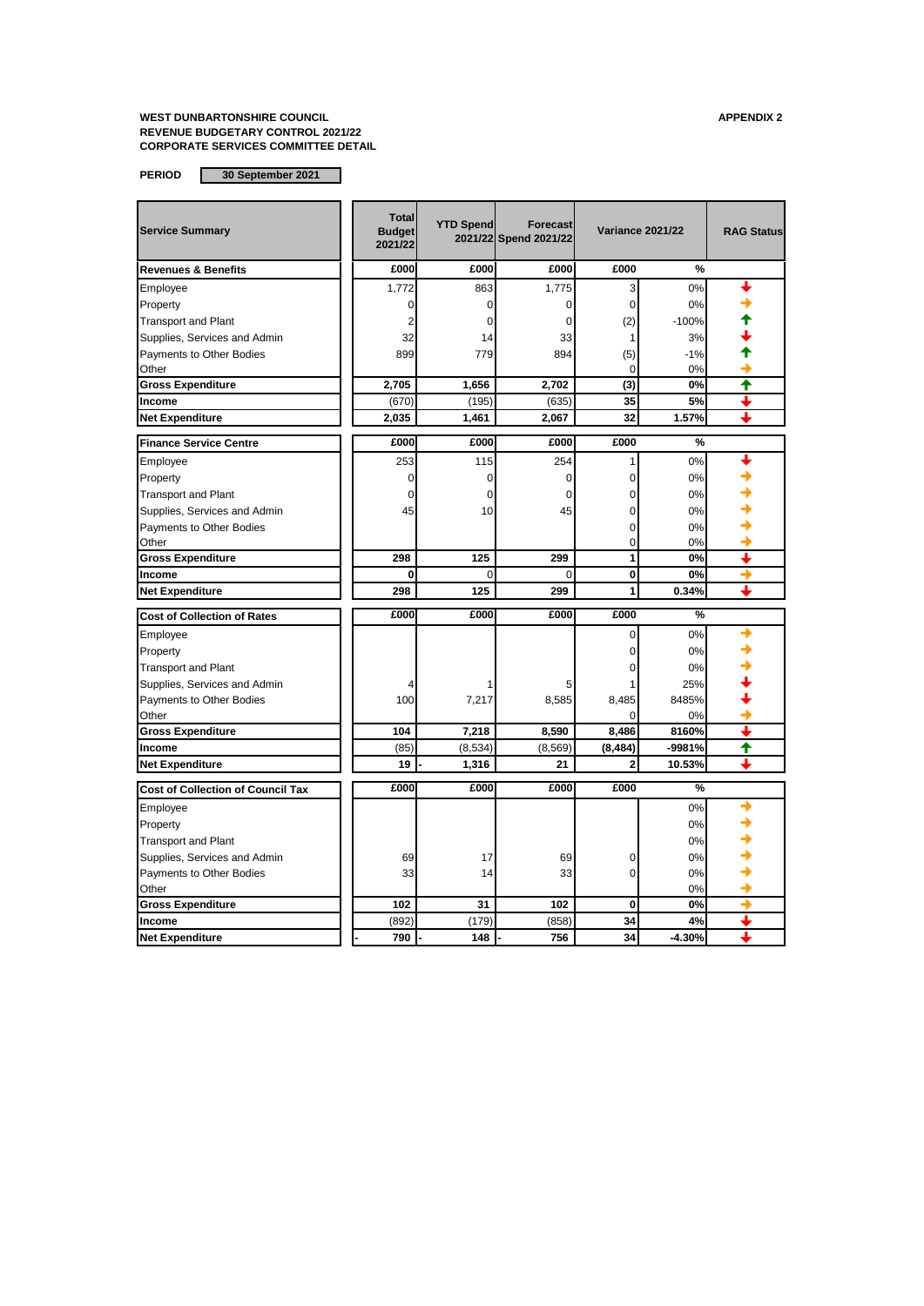**WEST DUNBARTONSHIRE COUNCIL**
**REVENUE BUDGETARY CONTROL 2021/22**
**CORPORATE SERVICES COMMITTEE DETAIL**

**APPENDIX 2**

**PERIOD** **30 September 2021**

| Service Summary | Total Budget 2021/22 | YTD Spend 2021/22 | Forecast Spend 2021/22 | Variance 2021/22 | | RAG Status |
|---|---|---|---|---|---|---|
| **Revenues & Benefits** | **£000** | **£000** | **£000** | **£000** | **%** | |
| Employee | 1,772 | 863 | 1,775 | 3 | 0% | ↓ |
| Property | 0 | 0 | 0 | 0 | 0% | → |
| Transport and Plant | 2 | 0 | 0 | (2) | -100% | ↑ |
| Supplies, Services and Admin | 32 | 14 | 33 | 1 | 3% | ↓ |
| Payments to Other Bodies | 899 | 779 | 894 | (5) | -1% | ↑ |
| Other | | | | 0 | 0% | → |
| **Gross Expenditure** | **2,705** | **1,656** | **2,702** | **(3)** | **0%** | ↑ |
| **Income** | (670) | (195) | (635) | **35** | **5%** | ↓ |
| **Net Expenditure** | **2,035** | **1,461** | **2,067** | **32** | **1.57%** | ↓ |
| **Finance Service Centre** | **£000** | **£000** | **£000** | **£000** | **%** | |
| Employee | 253 | 115 | 254 | 1 | 0% | ↓ |
| Property | 0 | 0 | 0 | 0 | 0% | → |
| Transport and Plant | 0 | 0 | 0 | 0 | 0% | → |
| Supplies, Services and Admin | 45 | 10 | 45 | 0 | 0% | → |
| Payments to Other Bodies | | | | 0 | 0% | → |
| Other | | | | 0 | 0% | → |
| **Gross Expenditure** | **298** | **125** | **299** | **1** | **0%** | ↓ |
| **Income** | **0** | 0 | 0 | **0** | **0%** | → |
| **Net Expenditure** | **298** | **125** | **299** | **1** | **0.34%** | ↓ |
| **Cost of Collection of Rates** | **£000** | **£000** | **£000** | **£000** | **%** | |
| Employee | | | | 0 | 0% | → |
| Property | | | | 0 | 0% | → |
| Transport and Plant | | | | 0 | 0% | → |
| Supplies, Services and Admin | 4 | 1 | 5 | 1 | 25% | ↓ |
| Payments to Other Bodies | 100 | 7,217 | 8,585 | 8,485 | 8485% | ↓ |
| Other | | | | 0 | 0% | → |
| **Gross Expenditure** | **104** | **7,218** | **8,590** | **8,486** | **8160%** | ↓ |
| **Income** | (85) | (8,534) | (8,569) | **(8,484)** | **-9981%** | ↑ |
| **Net Expenditure** | **19** | **- 1,316** | **21** | **2** | **10.53%** | ↓ |
| **Cost of Collection of Council Tax** | **£000** | **£000** | **£000** | **£000** | **%** | |
| Employee | | | | | 0% | → |
| Property | | | | | 0% | → |
| Transport and Plant | | | | | 0% | → |
| Supplies, Services and Admin | 69 | 17 | 69 | 0 | 0% | → |
| Payments to Other Bodies | 33 | 14 | 33 | 0 | 0% | → |
| Other | | | | | 0% | → |
| **Gross Expenditure** | **102** | **31** | **102** | **0** | **0%** | → |
| **Income** | (892) | (179) | (858) | **34** | **4%** | ↓ |
| **Net Expenditure** | **- 790** | **- 148** | **- 756** | **34** | **-4.30%** | ↓ |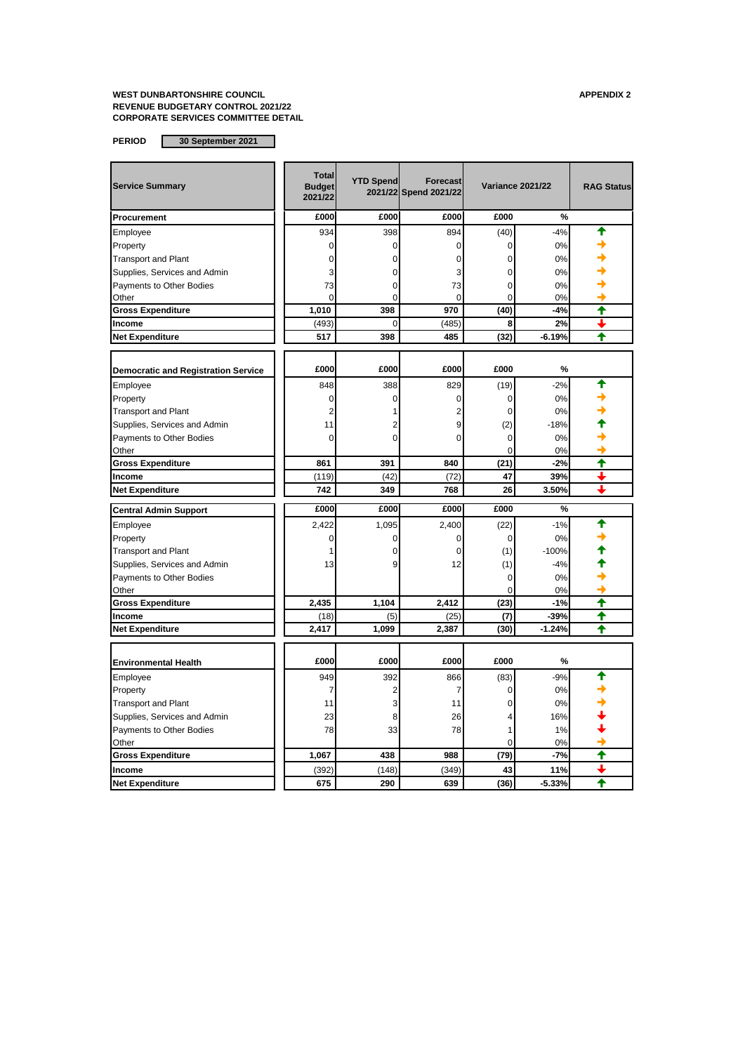**WEST DUNBARTONSHIRE COUNCIL**
**REVENUE BUDGETARY CONTROL 2021/22**
**CORPORATE SERVICES COMMITTEE DETAIL**

**APPENDIX 2**

**PERIOD** **30 September 2021**

| Service Summary | Total Budget 2021/22 | YTD Spend 2021/22 | Forecast Spend 2021/22 | Variance 2021/22 | | RAG Status |
|---|---|---|---|---|---|---|
| **Procurement** | **£000** | **£000** | **£000** | **£000** | **%** | |
| Employee | 934 | 398 | 894 | (40) | -4% | ↑ |
| Property | 0 | 0 | 0 | 0 | 0% | → |
| Transport and Plant | 0 | 0 | 0 | 0 | 0% | → |
| Supplies, Services and Admin | 3 | 0 | 3 | 0 | 0% | → |
| Payments to Other Bodies | 73 | 0 | 73 | 0 | 0% | → |
| Other | 0 | 0 | 0 | 0 | 0% | → |
| **Gross Expenditure** | **1,010** | **398** | **970** | **(40)** | **-4%** | ↑ |
| **Income** | (493) | 0 | (485) | **8** | **2%** | ↓ |
| **Net Expenditure** | **517** | **398** | **485** | **(32)** | **-6.19%** | ↑ |
| **Democratic and Registration Service** | **£000** | **£000** | **£000** | **£000** | **%** | |
| Employee | 848 | 388 | 829 | (19) | -2% | ↑ |
| Property | 0 | 0 | 0 | 0 | 0% | → |
| Transport and Plant | 2 | 1 | 2 | 0 | 0% | → |
| Supplies, Services and Admin | 11 | 2 | 9 | (2) | -18% | ↑ |
| Payments to Other Bodies | 0 | 0 | 0 | 0 | 0% | → |
| Other | | | | 0 | 0% | → |
| **Gross Expenditure** | **861** | **391** | **840** | **(21)** | **-2%** | ↑ |
| **Income** | (119) | (42) | (72) | **47** | **39%** | ↓ |
| **Net Expenditure** | **742** | **349** | **768** | **26** | **3.50%** | ↓ |
| **Central Admin Support** | **£000** | **£000** | **£000** | **£000** | **%** | |
| Employee | 2,422 | 1,095 | 2,400 | (22) | -1% | ↑ |
| Property | 0 | 0 | 0 | 0 | 0% | → |
| Transport and Plant | 1 | 0 | 0 | (1) | -100% | ↑ |
| Supplies, Services and Admin | 13 | 9 | 12 | (1) | -4% | ↑ |
| Payments to Other Bodies | | | | 0 | 0% | → |
| Other | | | | 0 | 0% | → |
| **Gross Expenditure** | **2,435** | **1,104** | **2,412** | **(23)** | **-1%** | ↑ |
| **Income** | (18) | (5) | (25) | **(7)** | **-39%** | ↑ |
| **Net Expenditure** | **2,417** | **1,099** | **2,387** | **(30)** | **-1.24%** | ↑ |
| **Environmental Health** | **£000** | **£000** | **£000** | **£000** | **%** | |
| Employee | 949 | 392 | 866 | (83) | -9% | ↑ |
| Property | 7 | 2 | 7 | 0 | 0% | → |
| Transport and Plant | 11 | 3 | 11 | 0 | 0% | → |
| Supplies, Services and Admin | 23 | 8 | 26 | 4 | 16% | ↓ |
| Payments to Other Bodies | 78 | 33 | 78 | 1 | 1% | ↓ |
| Other | | | | 0 | 0% | → |
| **Gross Expenditure** | **1,067** | **438** | **988** | **(79)** | **-7%** | ↑ |
| **Income** | (392) | (148) | (349) | **43** | **11%** | ↓ |
| **Net Expenditure** | **675** | **290** | **639** | **(36)** | **-5.33%** | ↑ |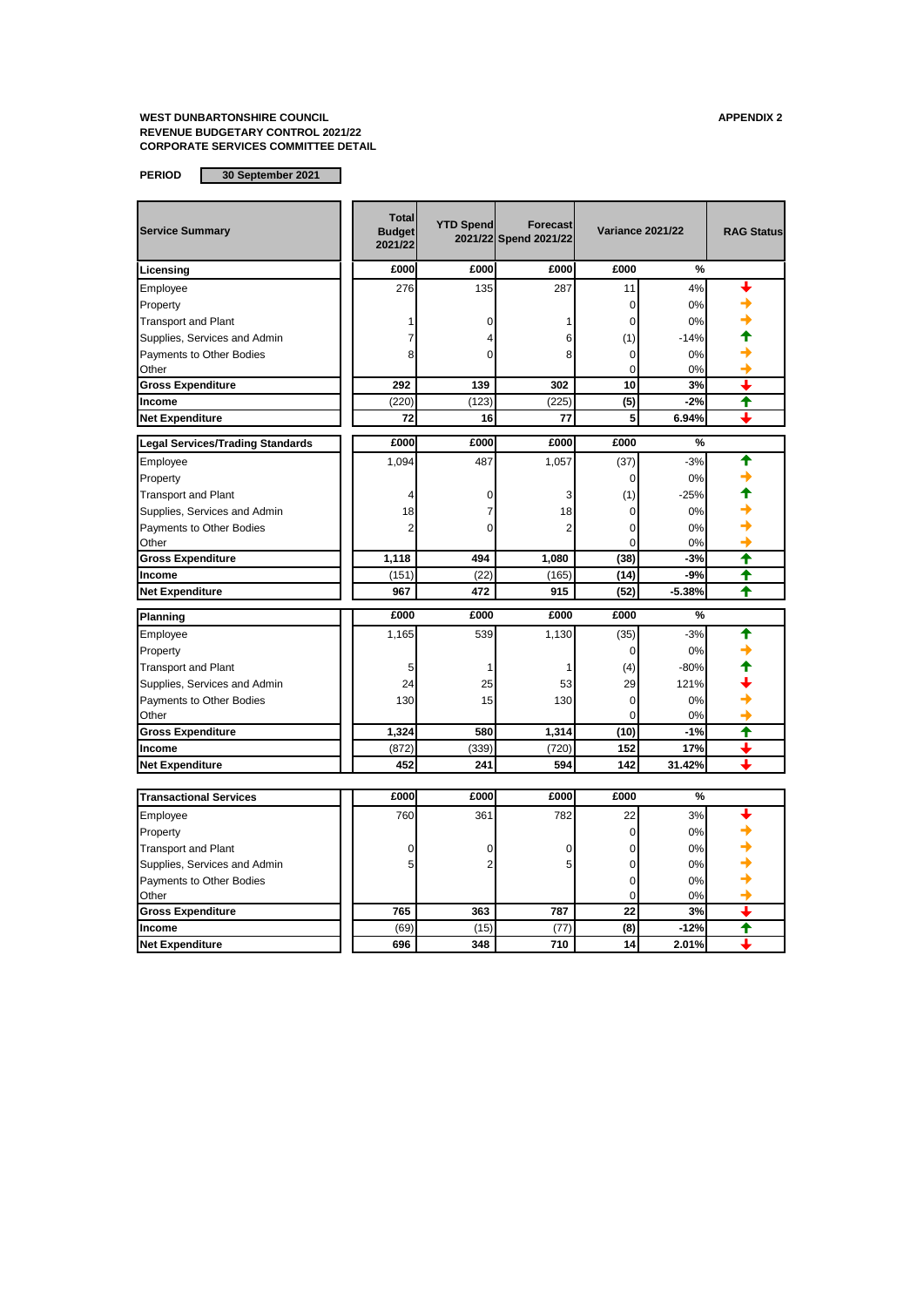**WEST DUNBARTONSHIRE COUNCIL**
**REVENUE BUDGETARY CONTROL 2021/22**
**CORPORATE SERVICES COMMITTEE DETAIL**

**APPENDIX 2**

**PERIOD** | **30 September 2021**

| Service Summary | Total Budget 2021/22 | YTD Spend 2021/22 | Forecast Spend 2021/22 | Variance 2021/22 | | RAG Status |
|---|---|---|---|---|---|---|
| **Licensing** | **£000** | **£000** | **£000** | **£000** | **%** | |
| Employee | 276 | 135 | 287 | 11 | 4% | ↓ |
| Property | | | | 0 | 0% | → |
| Transport and Plant | 1 | 0 | 1 | 0 | 0% | → |
| Supplies, Services and Admin | 7 | 4 | 6 | (1) | -14% | ↑ |
| Payments to Other Bodies | 8 | 0 | 8 | 0 | 0% | → |
| Other | | | | 0 | 0% | → |
| **Gross Expenditure** | **292** | **139** | **302** | **10** | **3%** | ↓ |
| **Income** | (220) | (123) | (225) | **(5)** | **-2%** | ↑ |
| **Net Expenditure** | **72** | **16** | **77** | **5** | **6.94%** | ↓ |
| **Legal Services/Trading Standards** | **£000** | **£000** | **£000** | **£000** | **%** | |
| Employee | 1,094 | 487 | 1,057 | (37) | -3% | ↑ |
| Property | | | | 0 | 0% | → |
| Transport and Plant | 4 | 0 | 3 | (1) | -25% | ↑ |
| Supplies, Services and Admin | 18 | 7 | 18 | 0 | 0% | → |
| Payments to Other Bodies | 2 | 0 | 2 | 0 | 0% | → |
| Other | | | | 0 | 0% | → |
| **Gross Expenditure** | **1,118** | **494** | **1,080** | **(38)** | **-3%** | ↑ |
| **Income** | (151) | (22) | (165) | **(14)** | **-9%** | ↑ |
| **Net Expenditure** | **967** | **472** | **915** | **(52)** | **-5.38%** | ↑ |
| **Planning** | **£000** | **£000** | **£000** | **£000** | **%** | |
| Employee | 1,165 | 539 | 1,130 | (35) | -3% | ↑ |
| Property | | | | 0 | 0% | → |
| Transport and Plant | 5 | 1 | 1 | (4) | -80% | ↑ |
| Supplies, Services and Admin | 24 | 25 | 53 | 29 | 121% | ↓ |
| Payments to Other Bodies | 130 | 15 | 130 | 0 | 0% | → |
| Other | | | | 0 | 0% | → |
| **Gross Expenditure** | **1,324** | **580** | **1,314** | **(10)** | **-1%** | ↑ |
| **Income** | (872) | (339) | (720) | **152** | **17%** | ↓ |
| **Net Expenditure** | **452** | **241** | **594** | **142** | **31.42%** | ↓ |
| **Transactional Services** | **£000** | **£000** | **£000** | **£000** | **%** | |
| Employee | 760 | 361 | 782 | 22 | 3% | ↓ |
| Property | | | | 0 | 0% | → |
| Transport and Plant | 0 | 0 | 0 | 0 | 0% | → |
| Supplies, Services and Admin | 5 | 2 | 5 | 0 | 0% | → |
| Payments to Other Bodies | | | | 0 | 0% | → |
| Other | | | | 0 | 0% | → |
| **Gross Expenditure** | **765** | **363** | **787** | **22** | **3%** | ↓ |
| **Income** | (69) | (15) | (77) | **(8)** | **-12%** | ↑ |
| **Net Expenditure** | **696** | **348** | **710** | **14** | **2.01%** | ↓ |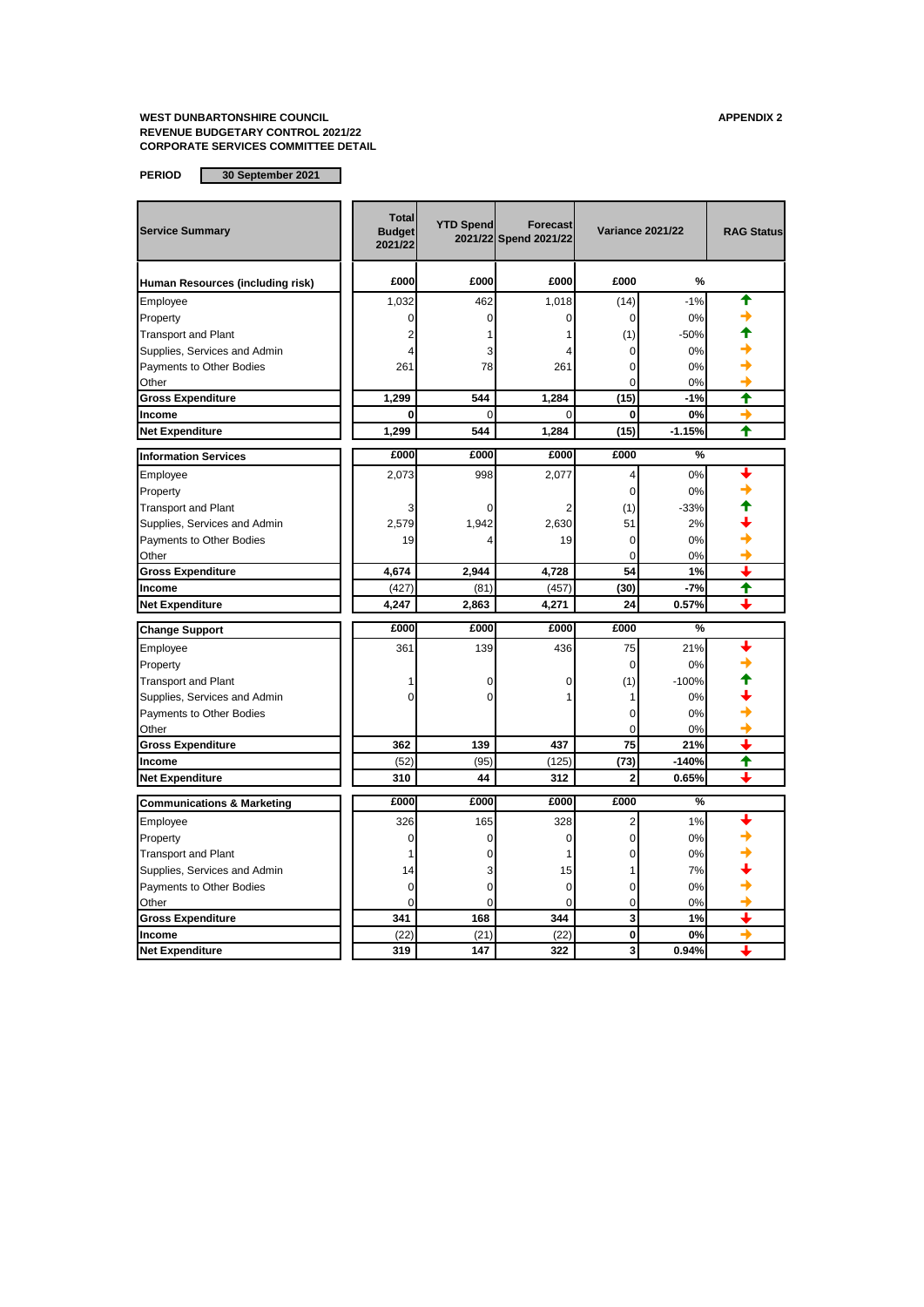**WEST DUNBARTONSHIRE COUNCIL**
**REVENUE BUDGETARY CONTROL 2021/22**
**CORPORATE SERVICES COMMITTEE DETAIL**

**APPENDIX 2**

**PERIOD** 30 September 2021

| Service Summary | Total Budget 2021/22 | YTD Spend 2021/22 | Forecast Spend 2021/22 | Variance 2021/22 | | RAG Status |
|---|---|---|---|---|---|---|
| **Human Resources (including risk)** | £000 | £000 | £000 | £000 | % | |
| Employee | 1,032 | 462 | 1,018 | (14) | -1% | ↑ |
| Property | 0 | 0 | 0 | 0 | 0% | → |
| Transport and Plant | 2 | 1 | 1 | (1) | -50% | ↑ |
| Supplies, Services and Admin | 4 | 3 | 4 | 0 | 0% | → |
| Payments to Other Bodies | 261 | 78 | 261 | 0 | 0% | → |
| Other | | | | 0 | 0% | → |
| **Gross Expenditure** | **1,299** | **544** | **1,284** | **(15)** | **-1%** | ↑ |
| **Income** | **0** | 0 | 0 | **0** | **0%** | → |
| **Net Expenditure** | **1,299** | **544** | **1,284** | **(15)** | **-1.15%** | ↑ |
| **Information Services** | £000 | £000 | £000 | £000 | % | |
| Employee | 2,073 | 998 | 2,077 | 4 | 0% | ↓ |
| Property | | | | 0 | 0% | → |
| Transport and Plant | 3 | 0 | 2 | (1) | -33% | ↑ |
| Supplies, Services and Admin | 2,579 | 1,942 | 2,630 | 51 | 2% | ↓ |
| Payments to Other Bodies | 19 | 4 | 19 | 0 | 0% | → |
| Other | | | | 0 | 0% | → |
| **Gross Expenditure** | **4,674** | **2,944** | **4,728** | **54** | **1%** | ↓ |
| **Income** | (427) | (81) | (457) | **(30)** | **-7%** | ↑ |
| **Net Expenditure** | **4,247** | **2,863** | **4,271** | **24** | **0.57%** | ↓ |
| **Change Support** | £000 | £000 | £000 | £000 | % | |
| Employee | 361 | 139 | 436 | 75 | 21% | ↓ |
| Property | | | | 0 | 0% | → |
| Transport and Plant | 1 | 0 | 0 | (1) | -100% | ↑ |
| Supplies, Services and Admin | 0 | 0 | 1 | 1 | 0% | ↓ |
| Payments to Other Bodies | | | | 0 | 0% | → |
| Other | | | | 0 | 0% | → |
| **Gross Expenditure** | **362** | **139** | **437** | **75** | **21%** | ↓ |
| **Income** | (52) | (95) | (125) | **(73)** | **-140%** | ↑ |
| **Net Expenditure** | **310** | **44** | **312** | **2** | **0.65%** | ↓ |
| **Communications & Marketing** | £000 | £000 | £000 | £000 | % | |
| Employee | 326 | 165 | 328 | 2 | 1% | ↓ |
| Property | 0 | 0 | 0 | 0 | 0% | → |
| Transport and Plant | 1 | 0 | 1 | 0 | 0% | → |
| Supplies, Services and Admin | 14 | 3 | 15 | 1 | 7% | ↓ |
| Payments to Other Bodies | 0 | 0 | 0 | 0 | 0% | → |
| Other | 0 | 0 | 0 | 0 | 0% | → |
| **Gross Expenditure** | **341** | **168** | **344** | **3** | **1%** | ↓ |
| **Income** | (22) | (21) | (22) | **0** | **0%** | → |
| **Net Expenditure** | **319** | **147** | **322** | **3** | **0.94%** | ↓ |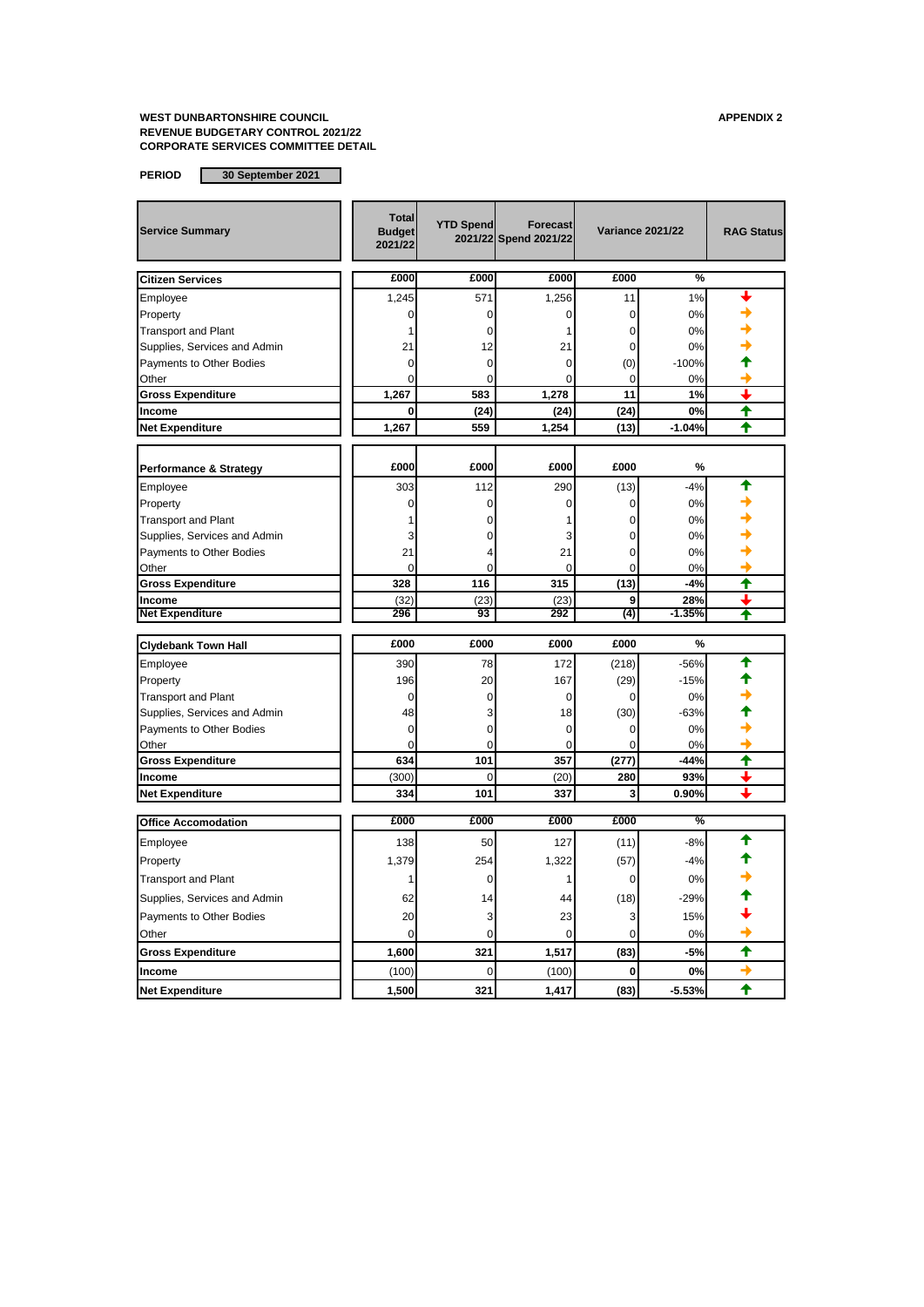**WEST DUNBARTONSHIRE COUNCIL**
**REVENUE BUDGETARY CONTROL 2021/22**
**CORPORATE SERVICES COMMITTEE DETAIL**

**APPENDIX 2**

**PERIOD** 30 September 2021

| Service Summary | Total Budget 2021/22 | YTD Spend 2021/22 | Forecast Spend 2021/22 | Variance 2021/22 | | RAG Status |
|---|---|---|---|---|---|---|
| **Citizen Services** | £000 | £000 | £000 | £000 | % | |
| Employee | 1,245 | 571 | 1,256 | 11 | 1% | ↓ |
| Property | 0 | 0 | 0 | 0 | 0% | → |
| Transport and Plant | 1 | 0 | 1 | 0 | 0% | → |
| Supplies, Services and Admin | 21 | 12 | 21 | 0 | 0% | → |
| Payments to Other Bodies | 0 | 0 | 0 | (0) | -100% | ↑ |
| Other | 0 | 0 | 0 | 0 | 0% | → |
| **Gross Expenditure** | **1,267** | **583** | **1,278** | **11** | **1%** | ↓ |
| **Income** | **0** | **(24)** | **(24)** | **(24)** | **0%** | ↑ |
| **Net Expenditure** | **1,267** | **559** | **1,254** | **(13)** | **-1.04%** | ↑ |
| **Performance & Strategy** | £000 | £000 | £000 | £000 | % | |
| Employee | 303 | 112 | 290 | (13) | -4% | ↑ |
| Property | 0 | 0 | 0 | 0 | 0% | → |
| Transport and Plant | 1 | 0 | 1 | 0 | 0% | → |
| Supplies, Services and Admin | 3 | 0 | 3 | 0 | 0% | → |
| Payments to Other Bodies | 21 | 4 | 21 | 0 | 0% | → |
| Other | 0 | 0 | 0 | 0 | 0% | → |
| **Gross Expenditure** | **328** | **116** | **315** | **(13)** | **-4%** | ↑ |
| **Income** | (32) | (23) | (23) | **9** | **28%** | ↓ |
| **Net Expenditure** | **296** | **93** | **292** | **(4)** | **-1.35%** | ↑ |
| **Clydebank Town Hall** | £000 | £000 | £000 | £000 | % | |
| Employee | 390 | 78 | 172 | (218) | -56% | ↑ |
| Property | 196 | 20 | 167 | (29) | -15% | ↑ |
| Transport and Plant | 0 | 0 | 0 | 0 | 0% | → |
| Supplies, Services and Admin | 48 | 3 | 18 | (30) | -63% | ↑ |
| Payments to Other Bodies | 0 | 0 | 0 | 0 | 0% | → |
| Other | 0 | 0 | 0 | 0 | 0% | → |
| **Gross Expenditure** | **634** | **101** | **357** | **(277)** | **-44%** | ↑ |
| **Income** | (300) | 0 | (20) | **280** | **93%** | ↓ |
| **Net Expenditure** | **334** | **101** | **337** | **3** | **0.90%** | ↓ |
| **Office Accomodation** | £000 | £000 | £000 | £000 | % | |
| Employee | 138 | 50 | 127 | (11) | -8% | ↑ |
| Property | 1,379 | 254 | 1,322 | (57) | -4% | ↑ |
| Transport and Plant | 1 | 0 | 1 | 0 | 0% | → |
| Supplies, Services and Admin | 62 | 14 | 44 | (18) | -29% | ↑ |
| Payments to Other Bodies | 20 | 3 | 23 | 3 | 15% | ↓ |
| Other | 0 | 0 | 0 | 0 | 0% | → |
| **Gross Expenditure** | **1,600** | **321** | **1,517** | **(83)** | **-5%** | ↑ |
| **Income** | (100) | 0 | (100) | **0** | **0%** | → |
| **Net Expenditure** | **1,500** | **321** | **1,417** | **(83)** | **-5.53%** | ↑ |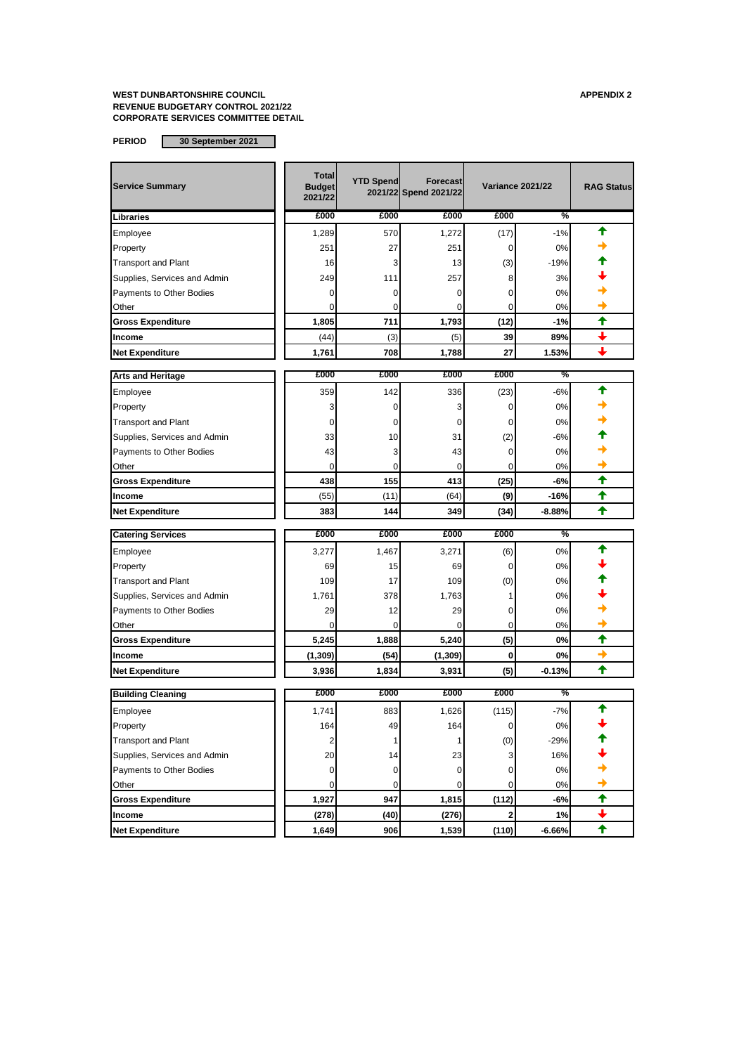**WEST DUNBARTONSHIRE COUNCIL**
**REVENUE BUDGETARY CONTROL 2021/22**
**CORPORATE SERVICES COMMITTEE DETAIL**

**APPENDIX 2**

**PERIOD** **30 September 2021**

| Service Summary | Total Budget 2021/22 | YTD Spend 2021/22 | Forecast Spend 2021/22 | Variance 2021/22 | | RAG Status |
|---|---|---|---|---|---|---|
| **Libraries** | £000 | £000 | £000 | £000 | % | |
| Employee | 1,289 | 570 | 1,272 | (17) | -1% | ↑ |
| Property | 251 | 27 | 251 | 0 | 0% | → |
| Transport and Plant | 16 | 3 | 13 | (3) | -19% | ↑ |
| Supplies, Services and Admin | 249 | 111 | 257 | 8 | 3% | ↓ |
| Payments to Other Bodies | 0 | 0 | 0 | 0 | 0% | → |
| Other | 0 | 0 | 0 | 0 | 0% | → |
| **Gross Expenditure** | **1,805** | **711** | **1,793** | **(12)** | **-1%** | ↑ |
| **Income** | (44) | (3) | (5) | **39** | **89%** | ↓ |
| **Net Expenditure** | **1,761** | **708** | **1,788** | **27** | **1.53%** | ↓ |
| **Arts and Heritage** | £000 | £000 | £000 | £000 | % | |
| Employee | 359 | 142 | 336 | (23) | -6% | ↑ |
| Property | 3 | 0 | 3 | 0 | 0% | → |
| Transport and Plant | 0 | 0 | 0 | 0 | 0% | → |
| Supplies, Services and Admin | 33 | 10 | 31 | (2) | -6% | ↑ |
| Payments to Other Bodies | 43 | 3 | 43 | 0 | 0% | → |
| Other | 0 | 0 | 0 | 0 | 0% | → |
| **Gross Expenditure** | **438** | **155** | **413** | **(25)** | **-6%** | ↑ |
| **Income** | (55) | (11) | (64) | **(9)** | **-16%** | ↑ |
| **Net Expenditure** | **383** | **144** | **349** | **(34)** | **-8.88%** | ↑ |
| **Catering Services** | £000 | £000 | £000 | £000 | % | |
| Employee | 3,277 | 1,467 | 3,271 | (6) | 0% | ↑ |
| Property | 69 | 15 | 69 | 0 | 0% | ↓ |
| Transport and Plant | 109 | 17 | 109 | (0) | 0% | ↑ |
| Supplies, Services and Admin | 1,761 | 378 | 1,763 | 1 | 0% | ↓ |
| Payments to Other Bodies | 29 | 12 | 29 | 0 | 0% | → |
| Other | 0 | 0 | 0 | 0 | 0% | → |
| **Gross Expenditure** | **5,245** | **1,888** | **5,240** | **(5)** | **0%** | ↑ |
| **Income** | **(1,309)** | **(54)** | **(1,309)** | **0** | **0%** | → |
| **Net Expenditure** | **3,936** | **1,834** | **3,931** | **(5)** | **-0.13%** | ↑ |
| **Building Cleaning** | £000 | £000 | £000 | £000 | % | |
| Employee | 1,741 | 883 | 1,626 | (115) | -7% | ↑ |
| Property | 164 | 49 | 164 | 0 | 0% | ↓ |
| Transport and Plant | 2 | 1 | 1 | (0) | -29% | ↑ |
| Supplies, Services and Admin | 20 | 14 | 23 | 3 | 16% | ↓ |
| Payments to Other Bodies | 0 | 0 | 0 | 0 | 0% | → |
| Other | 0 | 0 | 0 | 0 | 0% | → |
| **Gross Expenditure** | **1,927** | **947** | **1,815** | **(112)** | **-6%** | ↑ |
| **Income** | **(278)** | **(40)** | **(276)** | **2** | **1%** | ↓ |
| **Net Expenditure** | **1,649** | **906** | **1,539** | **(110)** | **-6.66%** | ↑ |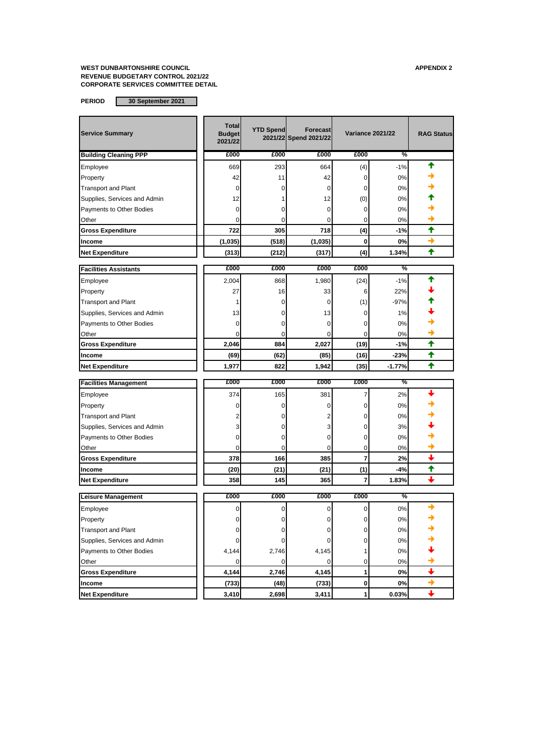**WEST DUNBARTONSHIRE COUNCIL**
**REVENUE BUDGETARY CONTROL 2021/22**
**CORPORATE SERVICES COMMITTEE DETAIL**

**APPENDIX 2**

**PERIOD** 30 September 2021

| Service Summary | Total Budget 2021/22 | YTD Spend 2021/22 | Forecast Spend 2021/22 | Variance 2021/22 | | RAG Status |
|---|---|---|---|---|---|---|
| **Building Cleaning PPP** | £000 | £000 | £000 | £000 | % | |
| Employee | 669 | 293 | 664 | (4) | -1% | ↑ |
| Property | 42 | 11 | 42 | 0 | 0% | → |
| Transport and Plant | 0 | 0 | 0 | 0 | 0% | → |
| Supplies, Services and Admin | 12 | 1 | 12 | (0) | 0% | ↑ |
| Payments to Other Bodies | 0 | 0 | 0 | 0 | 0% | → |
| Other | 0 | 0 | 0 | 0 | 0% | → |
| **Gross Expenditure** | **722** | **305** | **718** | **(4)** | **-1%** | ↑ |
| **Income** | **(1,035)** | **(518)** | **(1,035)** | **0** | **0%** | → |
| **Net Expenditure** | **(313)** | **(212)** | **(317)** | **(4)** | **1.34%** | ↑ |
| **Facilities Assistants** | £000 | £000 | £000 | £000 | % | |
| Employee | 2,004 | 868 | 1,980 | (24) | -1% | ↑ |
| Property | 27 | 16 | 33 | 6 | 22% | ↓ |
| Transport and Plant | 1 | 0 | 0 | (1) | -97% | ↑ |
| Supplies, Services and Admin | 13 | 0 | 13 | 0 | 1% | ↓ |
| Payments to Other Bodies | 0 | 0 | 0 | 0 | 0% | → |
| Other | 0 | 0 | 0 | 0 | 0% | → |
| **Gross Expenditure** | **2,046** | **884** | **2,027** | **(19)** | **-1%** | ↑ |
| **Income** | **(69)** | **(62)** | **(85)** | **(16)** | **-23%** | ↑ |
| **Net Expenditure** | **1,977** | **822** | **1,942** | **(35)** | **-1.77%** | ↑ |
| **Facilities Management** | £000 | £000 | £000 | £000 | % | |
| Employee | 374 | 165 | 381 | 7 | 2% | ↓ |
| Property | 0 | 0 | 0 | 0 | 0% | → |
| Transport and Plant | 2 | 0 | 2 | 0 | 0% | → |
| Supplies, Services and Admin | 3 | 0 | 3 | 0 | 3% | ↓ |
| Payments to Other Bodies | 0 | 0 | 0 | 0 | 0% | → |
| Other | 0 | 0 | 0 | 0 | 0% | → |
| **Gross Expenditure** | **378** | **166** | **385** | **7** | **2%** | ↓ |
| **Income** | **(20)** | **(21)** | **(21)** | **(1)** | **-4%** | ↑ |
| **Net Expenditure** | **358** | **145** | **365** | **7** | **1.83%** | ↓ |
| **Leisure Management** | £000 | £000 | £000 | £000 | % | |
| Employee | 0 | 0 | 0 | 0 | 0% | → |
| Property | 0 | 0 | 0 | 0 | 0% | → |
| Transport and Plant | 0 | 0 | 0 | 0 | 0% | → |
| Supplies, Services and Admin | 0 | 0 | 0 | 0 | 0% | → |
| Payments to Other Bodies | 4,144 | 2,746 | 4,145 | 1 | 0% | ↓ |
| Other | 0 | 0 | 0 | 0 | 0% | → |
| **Gross Expenditure** | **4,144** | **2,746** | **4,145** | **1** | **0%** | ↓ |
| **Income** | **(733)** | **(48)** | **(733)** | **0** | **0%** | → |
| **Net Expenditure** | **3,410** | **2,698** | **3,411** | **1** | **0.03%** | ↓ |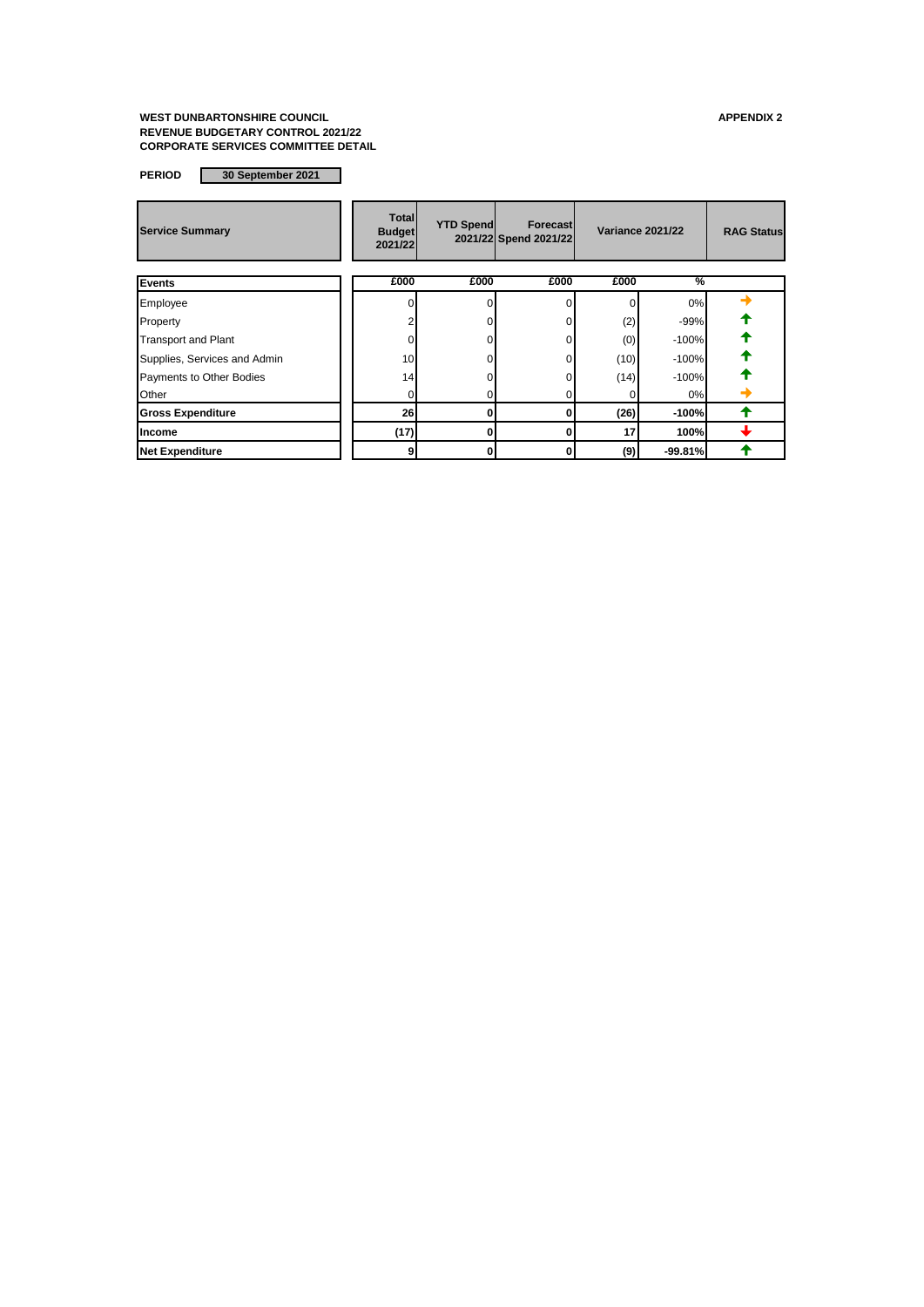**WEST DUNBARTONSHIRE COUNCIL**
**REVENUE BUDGETARY CONTROL 2021/22**
**CORPORATE SERVICES COMMITTEE DETAIL**

**APPENDIX 2**

**PERIOD** **30 September 2021**

| Service Summary | Total Budget 2021/22 | YTD Spend 2021/22 | Forecast Spend 2021/22 | Variance 2021/22 | | RAG Status |
|---|---|---|---|---|---|---|
| **Events** | £000 | £000 | £000 | £000 | % | |
| Employee | 0 | 0 | 0 | 0 | 0% | → |
| Property | 2 | 0 | 0 | (2) | -99% | ↑ |
| Transport and Plant | 0 | 0 | 0 | (0) | -100% | ↑ |
| Supplies, Services and Admin | 10 | 0 | 0 | (10) | -100% | ↑ |
| Payments to Other Bodies | 14 | 0 | 0 | (14) | -100% | ↑ |
| Other | 0 | 0 | 0 | 0 | 0% | → |
| **Gross Expenditure** | **26** | **0** | **0** | **(26)** | **-100%** | ↑ |
| **Income** | **(17)** | **0** | **0** | **17** | **100%** | ↓ |
| **Net Expenditure** | **9** | **0** | **0** | **(9)** | **-99.81%** | ↑ |